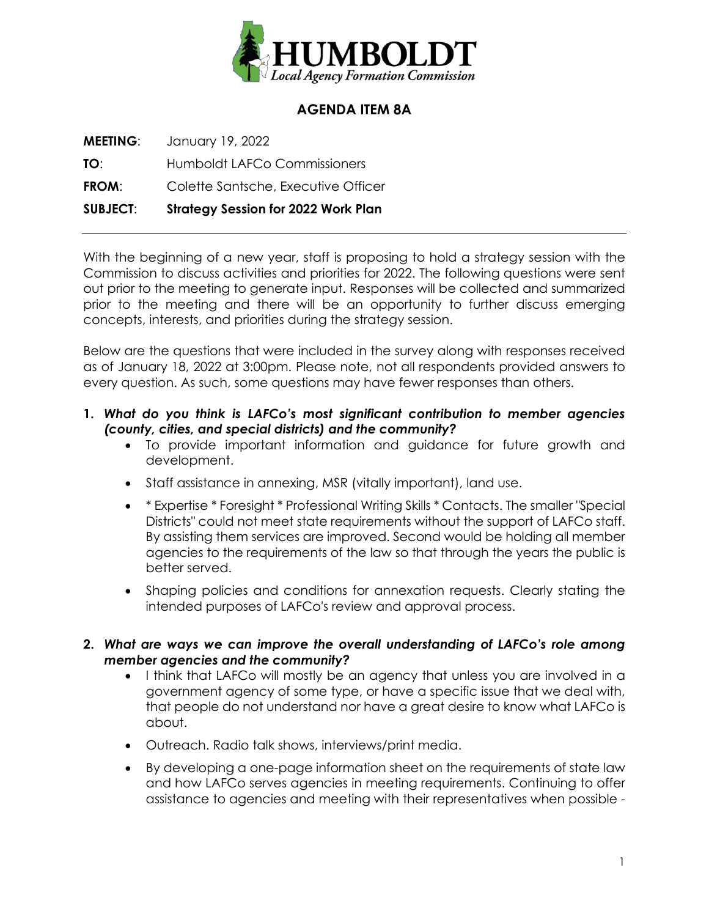# HUMBOLDT

*Local Agency Formation Commission*

## AGENDA ITEM 8A

**MEETING**: January 19, 2022

**TO**: Humboldt LAFCo Commissioners

**FROM**: Colette Santsche, Executive Officer

**SUBJECT**: **Strategy Session for 2022 Work Plan**

---

With the beginning of a new year, staff is proposing to hold a strategy session with the Commission to discuss activities and priorities for 2022. The following questions were sent out prior to the meeting to generate input. Responses will be collected and summarized prior to the meeting and there will be an opportunity to further discuss emerging concepts, interests, and priorities during the strategy session.

Below are the questions that were included in the survey along with responses received as of January 18, 2022 at 3:00pm. Please note, not all respondents provided answers to every question. As such, some questions may have fewer responses than others.

1. ***What do you think is LAFCo's most significant contribution to member agencies (county, cities, and special districts) and the community?***
   - To provide important information and guidance for future growth and development.
   - Staff assistance in annexing, MSR (vitally important), land use.
   - * Expertise * Foresight * Professional Writing Skills * Contacts. The smaller "Special Districts" could not meet state requirements without the support of LAFCo staff. By assisting them services are improved. Second would be holding all member agencies to the requirements of the law so that through the years the public is better served.
   - Shaping policies and conditions for annexation requests. Clearly stating the intended purposes of LAFCo's review and approval process.

2. ***What are ways we can improve the overall understanding of LAFCo's role among member agencies and the community?***
   - I think that LAFCo will mostly be an agency that unless you are involved in a government agency of some type, or have a specific issue that we deal with, that people do not understand nor have a great desire to know what LAFCo is about.
   - Outreach. Radio talk shows, interviews/print media.
   - By developing a one-page information sheet on the requirements of state law and how LAFCo serves agencies in meeting requirements. Continuing to offer assistance to agencies and meeting with their representatives when possible -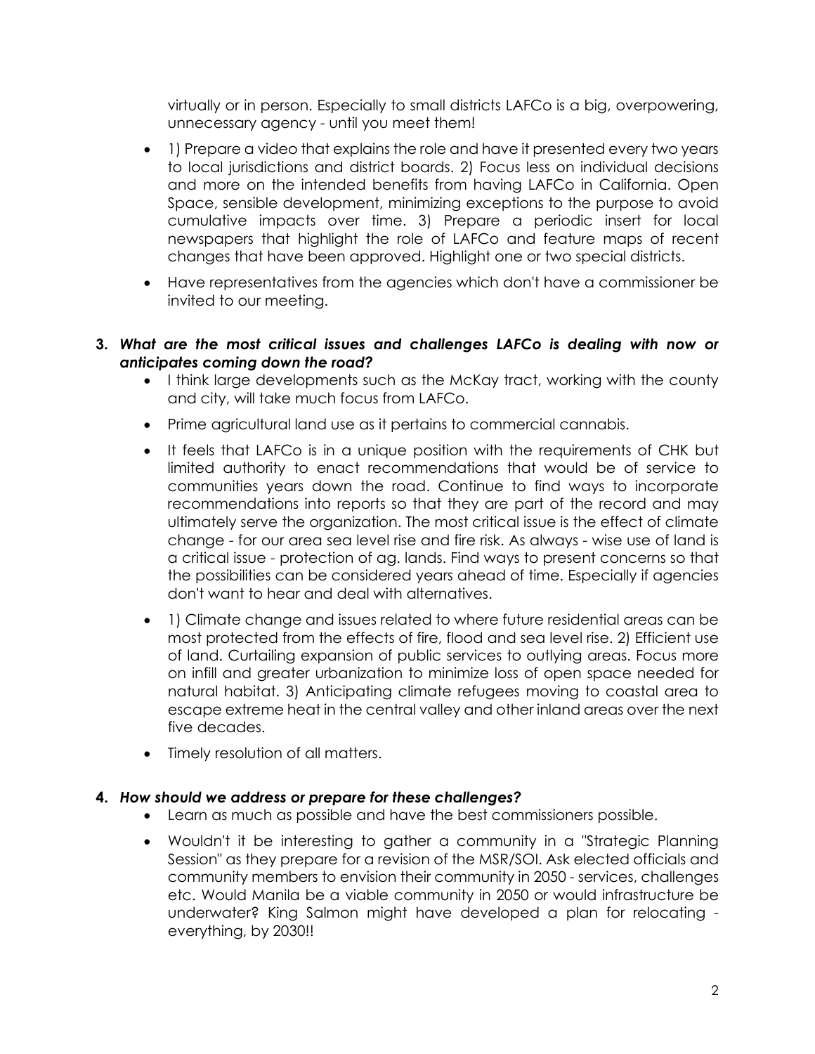virtually or in person. Especially to small districts LAFCo is a big, overpowering, unnecessary agency - until you meet them!

- 1) Prepare a video that explains the role and have it presented every two years to local jurisdictions and district boards. 2) Focus less on individual decisions and more on the intended benefits from having LAFCo in California. Open Space, sensible development, minimizing exceptions to the purpose to avoid cumulative impacts over time. 3) Prepare a periodic insert for local newspapers that highlight the role of LAFCo and feature maps of recent changes that have been approved. Highlight one or two special districts.
- Have representatives from the agencies which don't have a commissioner be invited to our meeting.

**3.** ***What are the most critical issues and challenges LAFCo is dealing with now or anticipates coming down the road?***

- I think large developments such as the McKay tract, working with the county and city, will take much focus from LAFCo.
- Prime agricultural land use as it pertains to commercial cannabis.
- It feels that LAFCo is in a unique position with the requirements of CHK but limited authority to enact recommendations that would be of service to communities years down the road. Continue to find ways to incorporate recommendations into reports so that they are part of the record and may ultimately serve the organization. The most critical issue is the effect of climate change - for our area sea level rise and fire risk. As always - wise use of land is a critical issue - protection of ag. lands. Find ways to present concerns so that the possibilities can be considered years ahead of time. Especially if agencies don't want to hear and deal with alternatives.
- 1) Climate change and issues related to where future residential areas can be most protected from the effects of fire, flood and sea level rise. 2) Efficient use of land. Curtailing expansion of public services to outlying areas. Focus more on infill and greater urbanization to minimize loss of open space needed for natural habitat. 3) Anticipating climate refugees moving to coastal area to escape extreme heat in the central valley and other inland areas over the next five decades.
- Timely resolution of all matters.

**4.** ***How should we address or prepare for these challenges?***

- Learn as much as possible and have the best commissioners possible.
- Wouldn't it be interesting to gather a community in a "Strategic Planning Session" as they prepare for a revision of the MSR/SOI. Ask elected officials and community members to envision their community in 2050 - services, challenges etc. Would Manila be a viable community in 2050 or would infrastructure be underwater? King Salmon might have developed a plan for relocating - everything, by 2030!!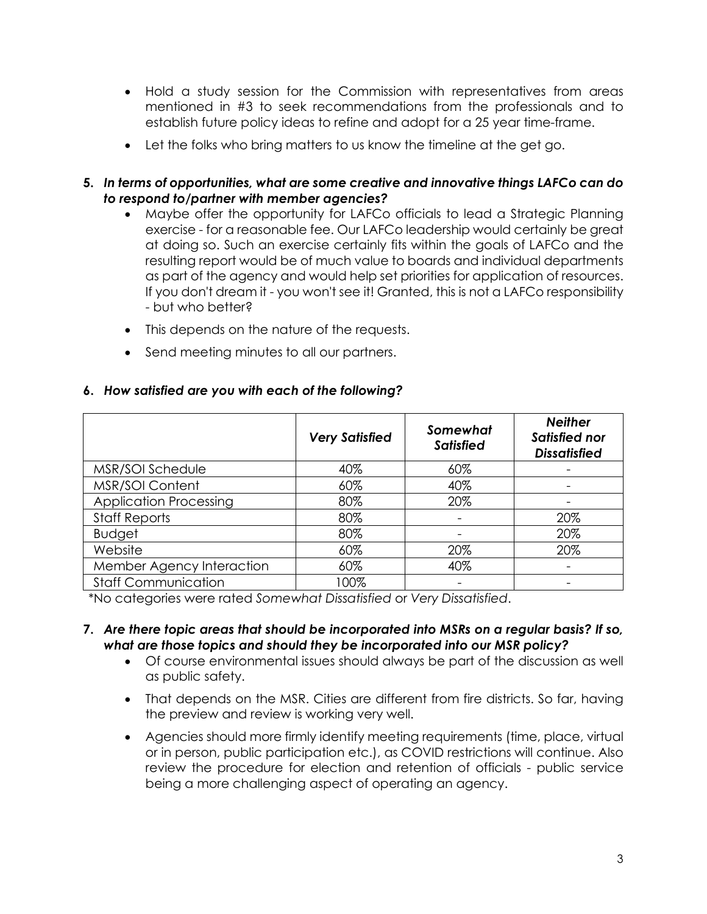- Hold a study session for the Commission with representatives from areas mentioned in #3 to seek recommendations from the professionals and to establish future policy ideas to refine and adopt for a 25 year time-frame.
- Let the folks who bring matters to us know the timeline at the get go.

**5. *In terms of opportunities, what are some creative and innovative things LAFCo can do to respond to/partner with member agencies?***

- Maybe offer the opportunity for LAFCo officials to lead a Strategic Planning exercise - for a reasonable fee. Our LAFCo leadership would certainly be great at doing so. Such an exercise certainly fits within the goals of LAFCo and the resulting report would be of much value to boards and individual departments as part of the agency and would help set priorities for application of resources. If you don't dream it - you won't see it! Granted, this is not a LAFCo responsibility - but who better?
- This depends on the nature of the requests.
- Send meeting minutes to all our partners.

**6. *How satisfied are you with each of the following?***

| | ***Very Satisfied*** | ***Somewhat Satisfied*** | ***Neither Satisfied nor Dissatisfied*** |
|---|---|---|---|
| MSR/SOI Schedule | 40% | 60% | - |
| MSR/SOI Content | 60% | 40% | - |
| Application Processing | 80% | 20% | - |
| Staff Reports | 80% | - | 20% |
| Budget | 80% | - | 20% |
| Website | 60% | 20% | 20% |
| Member Agency Interaction | 60% | 40% | - |
| Staff Communication | 100% | - | - |

*No categories were rated *Somewhat Dissatisfied* or *Very Dissatisfied*.

**7. *Are there topic areas that should be incorporated into MSRs on a regular basis? If so, what are those topics and should they be incorporated into our MSR policy?***

- Of course environmental issues should always be part of the discussion as well as public safety.
- That depends on the MSR. Cities are different from fire districts. So far, having the preview and review is working very well.
- Agencies should more firmly identify meeting requirements (time, place, virtual or in person, public participation etc.), as COVID restrictions will continue. Also review the procedure for election and retention of officials - public service being a more challenging aspect of operating an agency.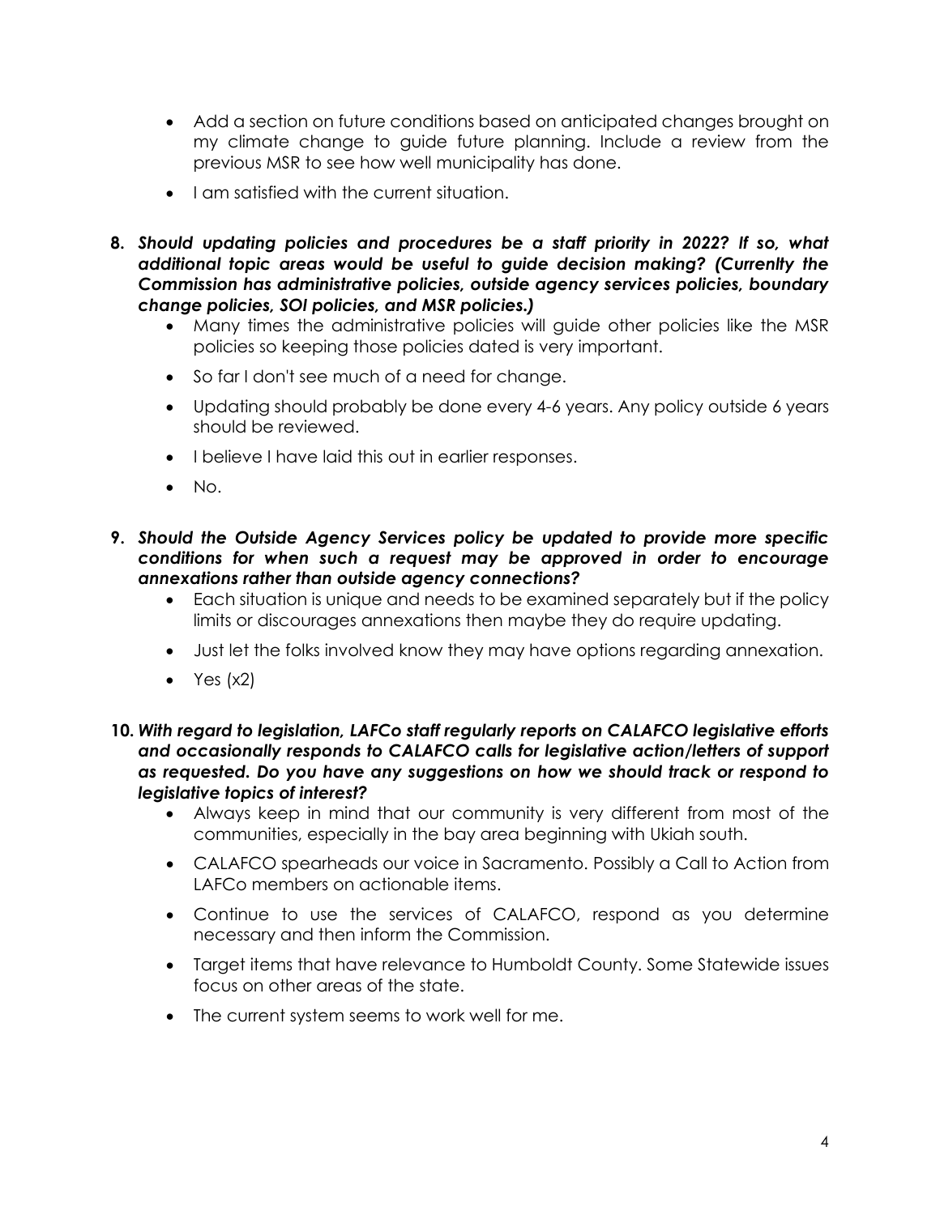- Add a section on future conditions based on anticipated changes brought on my climate change to guide future planning. Include a review from the previous MSR to see how well municipality has done.
- I am satisfied with the current situation.

**8. *Should updating policies and procedures be a staff priority in 2022? If so, what additional topic areas would be useful to guide decision making? (Currenlty the Commission has administrative policies, outside agency services policies, boundary change policies, SOI policies, and MSR policies.)***

- Many times the administrative policies will guide other policies like the MSR policies so keeping those policies dated is very important.
- So far I don't see much of a need for change.
- Updating should probably be done every 4-6 years. Any policy outside 6 years should be reviewed.
- I believe I have laid this out in earlier responses.
- No.

**9. *Should the Outside Agency Services policy be updated to provide more specific conditions for when such a request may be approved in order to encourage annexations rather than outside agency connections?***

- Each situation is unique and needs to be examined separately but if the policy limits or discourages annexations then maybe they do require updating.
- Just let the folks involved know they may have options regarding annexation.
- Yes (x2)

**10. *With regard to legislation, LAFCo staff regularly reports on CALAFCO legislative efforts and occasionally responds to CALAFCO calls for legislative action/letters of support as requested. Do you have any suggestions on how we should track or respond to legislative topics of interest?***

- Always keep in mind that our community is very different from most of the communities, especially in the bay area beginning with Ukiah south.
- CALAFCO spearheads our voice in Sacramento. Possibly a Call to Action from LAFCo members on actionable items.
- Continue to use the services of CALAFCO, respond as you determine necessary and then inform the Commission.
- Target items that have relevance to Humboldt County. Some Statewide issues focus on other areas of the state.
- The current system seems to work well for me.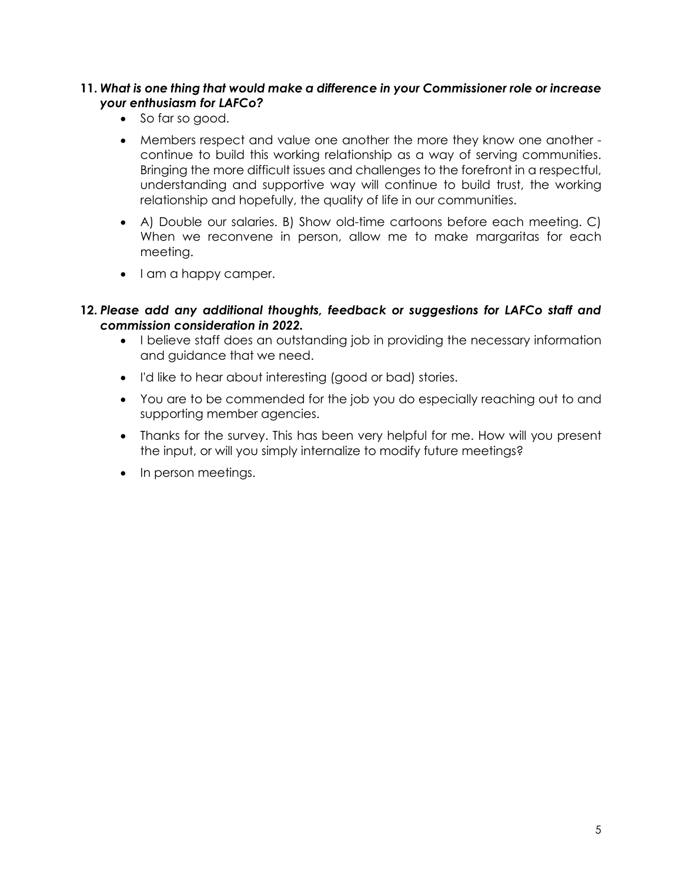11. ***What is one thing that would make a difference in your Commissioner role or increase your enthusiasm for LAFCo?***
    - So far so good.
    - Members respect and value one another the more they know one another - continue to build this working relationship as a way of serving communities. Bringing the more difficult issues and challenges to the forefront in a respectful, understanding and supportive way will continue to build trust, the working relationship and hopefully, the quality of life in our communities.
    - A) Double our salaries. B) Show old-time cartoons before each meeting. C) When we reconvene in person, allow me to make margaritas for each meeting.
    - I am a happy camper.

12. ***Please add any additional thoughts, feedback or suggestions for LAFCo staff and commission consideration in 2022.***
    - I believe staff does an outstanding job in providing the necessary information and guidance that we need.
    - I'd like to hear about interesting (good or bad) stories.
    - You are to be commended for the job you do especially reaching out to and supporting member agencies.
    - Thanks for the survey. This has been very helpful for me. How will you present the input, or will you simply internalize to modify future meetings?
    - In person meetings.